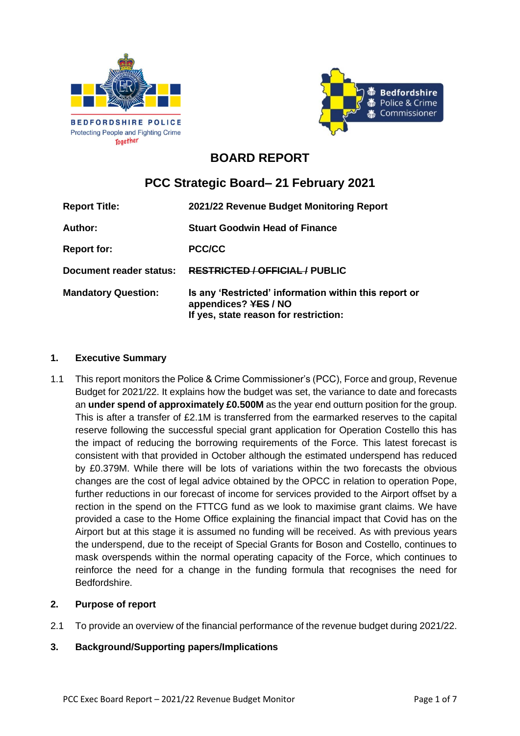BEDFORDSHIRE POLICE
Protecting People and Fighting Crime
*Together*

Bedfordshire Police & Crime Commissioner

# BOARD REPORT

## PCC Strategic Board– 21 February 2021

| | |
|---|---|
| **Report Title:** | **2021/22 Revenue Budget Monitoring Report** |
| **Author:** | **Stuart Goodwin Head of Finance** |
| **Report for:** | **PCC/CC** |
| **Document reader status:** | **~~RESTRICTED / OFFICIAL /~~ PUBLIC** |
| **Mandatory Question:** | **Is any 'Restricted' information within this report or appendices? ~~YES~~ / NO**<br>**If yes, state reason for restriction:** |

## 1. Executive Summary

1.1 This report monitors the Police & Crime Commissioner's (PCC), Force and group, Revenue Budget for 2021/22. It explains how the budget was set, the variance to date and forecasts an **under spend of approximately £0.500M** as the year end outturn position for the group. This is after a transfer of £2.1M is transferred from the earmarked reserves to the capital reserve following the successful special grant application for Operation Costello this has the impact of reducing the borrowing requirements of the Force. This latest forecast is consistent with that provided in October although the estimated underspend has reduced by £0.379M. While there will be lots of variations within the two forecasts the obvious changes are the cost of legal advice obtained by the OPCC in relation to operation Pope, further reductions in our forecast of income for services provided to the Airport offset by a rection in the spend on the FTTCG fund as we look to maximise grant claims. We have provided a case to the Home Office explaining the financial impact that Covid has on the Airport but at this stage it is assumed no funding will be received. As with previous years the underspend, due to the receipt of Special Grants for Boson and Costello, continues to mask overspends within the normal operating capacity of the Force, which continues to reinforce the need for a change in the funding formula that recognises the need for Bedfordshire.

## 2. Purpose of report

2.1 To provide an overview of the financial performance of the revenue budget during 2021/22.

## 3. Background/Supporting papers/Implications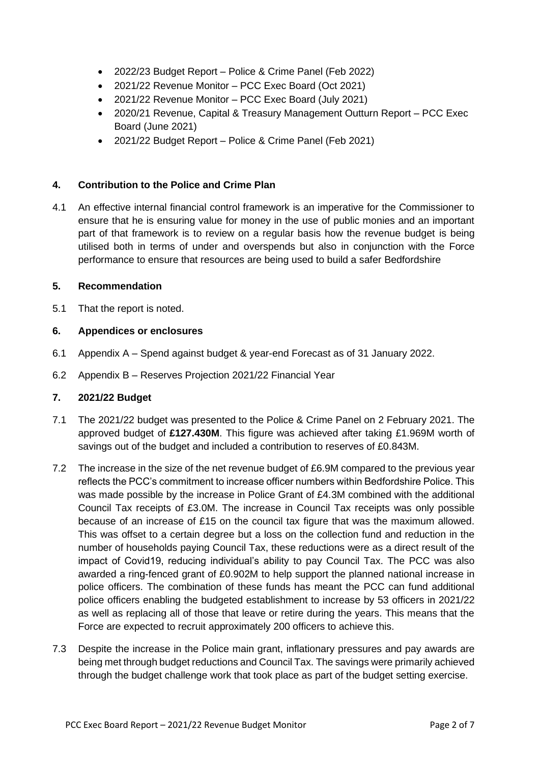- 2022/23 Budget Report – Police & Crime Panel (Feb 2022)
- 2021/22 Revenue Monitor – PCC Exec Board (Oct 2021)
- 2021/22 Revenue Monitor – PCC Exec Board (July 2021)
- 2020/21 Revenue, Capital & Treasury Management Outturn Report – PCC Exec Board (June 2021)
- 2021/22 Budget Report – Police & Crime Panel (Feb 2021)

## 4. Contribution to the Police and Crime Plan

4.1 An effective internal financial control framework is an imperative for the Commissioner to ensure that he is ensuring value for money in the use of public monies and an important part of that framework is to review on a regular basis how the revenue budget is being utilised both in terms of under and overspends but also in conjunction with the Force performance to ensure that resources are being used to build a safer Bedfordshire

## 5. Recommendation

5.1 That the report is noted.

## 6. Appendices or enclosures

6.1 Appendix A – Spend against budget & year-end Forecast as of 31 January 2022.

6.2 Appendix B – Reserves Projection 2021/22 Financial Year

## 7. 2021/22 Budget

7.1 The 2021/22 budget was presented to the Police & Crime Panel on 2 February 2021. The approved budget of **£127.430M**. This figure was achieved after taking £1.969M worth of savings out of the budget and included a contribution to reserves of £0.843M.

7.2 The increase in the size of the net revenue budget of £6.9M compared to the previous year reflects the PCC's commitment to increase officer numbers within Bedfordshire Police. This was made possible by the increase in Police Grant of £4.3M combined with the additional Council Tax receipts of £3.0M. The increase in Council Tax receipts was only possible because of an increase of £15 on the council tax figure that was the maximum allowed. This was offset to a certain degree but a loss on the collection fund and reduction in the number of households paying Council Tax, these reductions were as a direct result of the impact of Covid19, reducing individual's ability to pay Council Tax. The PCC was also awarded a ring-fenced grant of £0.902M to help support the planned national increase in police officers. The combination of these funds has meant the PCC can fund additional police officers enabling the budgeted establishment to increase by 53 officers in 2021/22 as well as replacing all of those that leave or retire during the years. This means that the Force are expected to recruit approximately 200 officers to achieve this.

7.3 Despite the increase in the Police main grant, inflationary pressures and pay awards are being met through budget reductions and Council Tax. The savings were primarily achieved through the budget challenge work that took place as part of the budget setting exercise.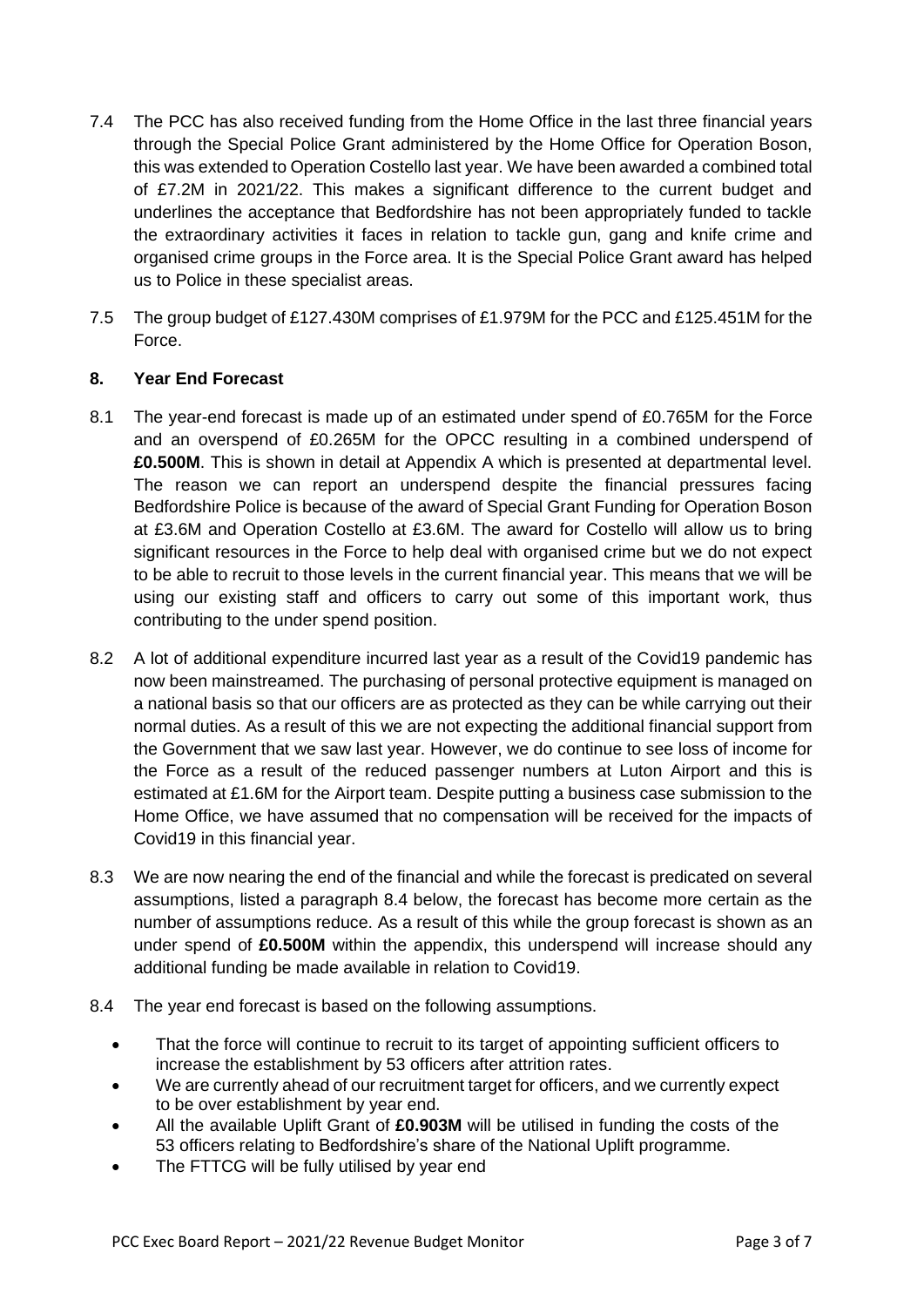7.4 The PCC has also received funding from the Home Office in the last three financial years through the Special Police Grant administered by the Home Office for Operation Boson, this was extended to Operation Costello last year. We have been awarded a combined total of £7.2M in 2021/22. This makes a significant difference to the current budget and underlines the acceptance that Bedfordshire has not been appropriately funded to tackle the extraordinary activities it faces in relation to tackle gun, gang and knife crime and organised crime groups in the Force area. It is the Special Police Grant award has helped us to Police in these specialist areas.

7.5 The group budget of £127.430M comprises of £1.979M for the PCC and £125.451M for the Force.

## 8. Year End Forecast

8.1 The year-end forecast is made up of an estimated under spend of £0.765M for the Force and an overspend of £0.265M for the OPCC resulting in a combined underspend of **£0.500M**. This is shown in detail at Appendix A which is presented at departmental level. The reason we can report an underspend despite the financial pressures facing Bedfordshire Police is because of the award of Special Grant Funding for Operation Boson at £3.6M and Operation Costello at £3.6M. The award for Costello will allow us to bring significant resources in the Force to help deal with organised crime but we do not expect to be able to recruit to those levels in the current financial year. This means that we will be using our existing staff and officers to carry out some of this important work, thus contributing to the under spend position.

8.2 A lot of additional expenditure incurred last year as a result of the Covid19 pandemic has now been mainstreamed. The purchasing of personal protective equipment is managed on a national basis so that our officers are as protected as they can be while carrying out their normal duties. As a result of this we are not expecting the additional financial support from the Government that we saw last year. However, we do continue to see loss of income for the Force as a result of the reduced passenger numbers at Luton Airport and this is estimated at £1.6M for the Airport team. Despite putting a business case submission to the Home Office, we have assumed that no compensation will be received for the impacts of Covid19 in this financial year.

8.3 We are now nearing the end of the financial and while the forecast is predicated on several assumptions, listed a paragraph 8.4 below, the forecast has become more certain as the number of assumptions reduce. As a result of this while the group forecast is shown as an under spend of **£0.500M** within the appendix, this underspend will increase should any additional funding be made available in relation to Covid19.

8.4 The year end forecast is based on the following assumptions.

- That the force will continue to recruit to its target of appointing sufficient officers to increase the establishment by 53 officers after attrition rates.
- We are currently ahead of our recruitment target for officers, and we currently expect to be over establishment by year end.
- All the available Uplift Grant of **£0.903M** will be utilised in funding the costs of the 53 officers relating to Bedfordshire's share of the National Uplift programme.
- The FTTCG will be fully utilised by year end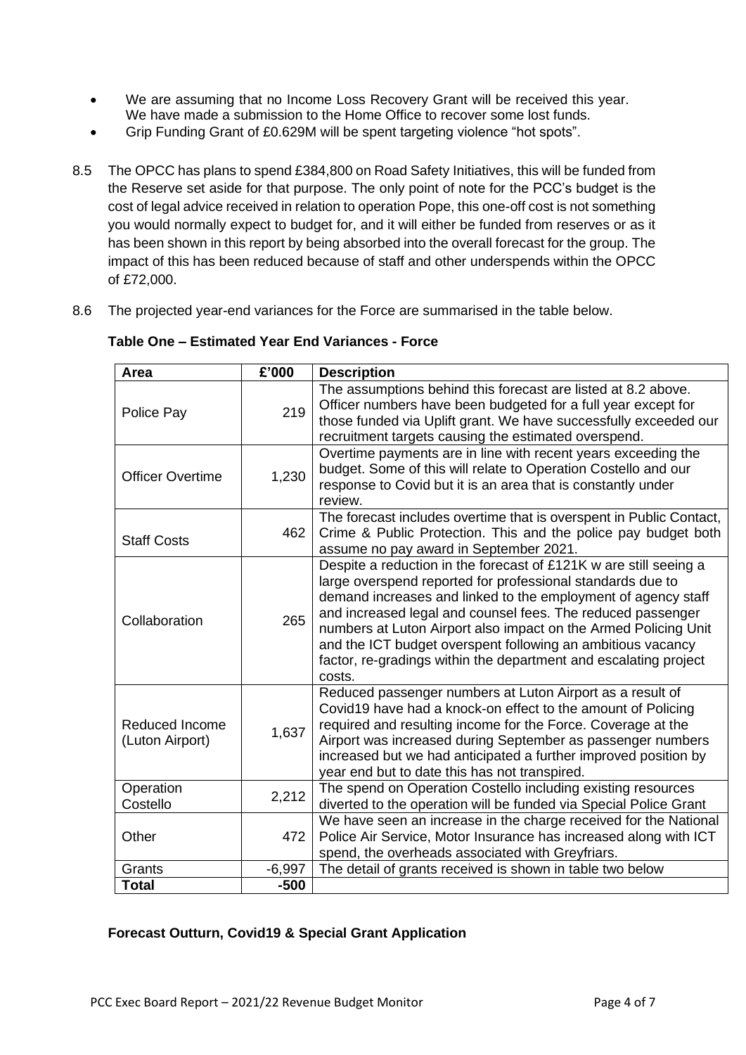- We are assuming that no Income Loss Recovery Grant will be received this year. We have made a submission to the Home Office to recover some lost funds.
- Grip Funding Grant of £0.629M will be spent targeting violence "hot spots".

8.5 The OPCC has plans to spend £384,800 on Road Safety Initiatives, this will be funded from the Reserve set aside for that purpose. The only point of note for the PCC's budget is the cost of legal advice received in relation to operation Pope, this one-off cost is not something you would normally expect to budget for, and it will either be funded from reserves or as it has been shown in this report by being absorbed into the overall forecast for the group. The impact of this has been reduced because of staff and other underspends within the OPCC of £72,000.

8.6 The projected year-end variances for the Force are summarised in the table below.

**Table One – Estimated Year End Variances - Force**

| Area | £'000 | Description |
|---|---|---|
| Police Pay | 219 | The assumptions behind this forecast are listed at 8.2 above. Officer numbers have been budgeted for a full year except for those funded via Uplift grant. We have successfully exceeded our recruitment targets causing the estimated overspend. |
| Officer Overtime | 1,230 | Overtime payments are in line with recent years exceeding the budget. Some of this will relate to Operation Costello and our response to Covid but it is an area that is constantly under review. |
| Staff Costs | 462 | The forecast includes overtime that is overspent in Public Contact, Crime & Public Protection. This and the police pay budget both assume no pay award in September 2021. |
| Collaboration | 265 | Despite a reduction in the forecast of £121K w are still seeing a large overspend reported for professional standards due to demand increases and linked to the employment of agency staff and increased legal and counsel fees. The reduced passenger numbers at Luton Airport also impact on the Armed Policing Unit and the ICT budget overspent following an ambitious vacancy factor, re-gradings within the department and escalating project costs. |
| Reduced Income (Luton Airport) | 1,637 | Reduced passenger numbers at Luton Airport as a result of Covid19 have had a knock-on effect to the amount of Policing required and resulting income for the Force. Coverage at the Airport was increased during September as passenger numbers increased but we had anticipated a further improved position by year end but to date this has not transpired. |
| Operation Costello | 2,212 | The spend on Operation Costello including existing resources diverted to the operation will be funded via Special Police Grant |
| Other | 472 | We have seen an increase in the charge received for the National Police Air Service, Motor Insurance has increased along with ICT spend, the overheads associated with Greyfriars. |
| Grants | -6,997 | The detail of grants received is shown in table two below |
| **Total** | **-500** | |

**Forecast Outturn, Covid19 & Special Grant Application**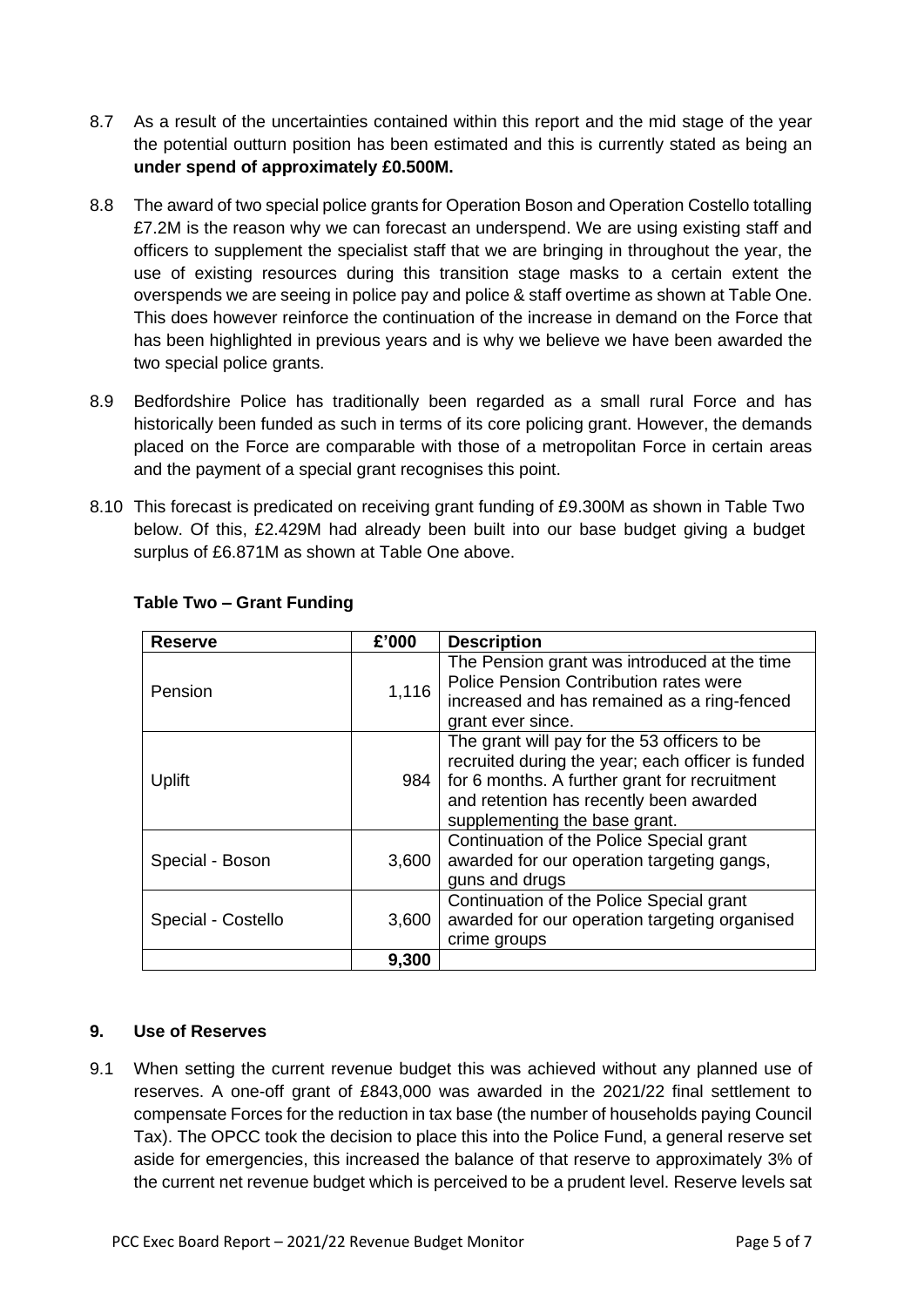8.7 As a result of the uncertainties contained within this report and the mid stage of the year the potential outturn position has been estimated and this is currently stated as being an **under spend of approximately £0.500M.**

8.8 The award of two special police grants for Operation Boson and Operation Costello totalling £7.2M is the reason why we can forecast an underspend. We are using existing staff and officers to supplement the specialist staff that we are bringing in throughout the year, the use of existing resources during this transition stage masks to a certain extent the overspends we are seeing in police pay and police & staff overtime as shown at Table One. This does however reinforce the continuation of the increase in demand on the Force that has been highlighted in previous years and is why we believe we have been awarded the two special police grants.

8.9 Bedfordshire Police has traditionally been regarded as a small rural Force and has historically been funded as such in terms of its core policing grant. However, the demands placed on the Force are comparable with those of a metropolitan Force in certain areas and the payment of a special grant recognises this point.

8.10 This forecast is predicated on receiving grant funding of £9.300M as shown in Table Two below. Of this, £2.429M had already been built into our base budget giving a budget surplus of £6.871M as shown at Table One above.

**Table Two – Grant Funding**

| Reserve | £'000 | Description |
|---|---|---|
| Pension | 1,116 | The Pension grant was introduced at the time Police Pension Contribution rates were increased and has remained as a ring-fenced grant ever since. |
| Uplift | 984 | The grant will pay for the 53 officers to be recruited during the year; each officer is funded for 6 months. A further grant for recruitment and retention has recently been awarded supplementing the base grant. |
| Special - Boson | 3,600 | Continuation of the Police Special grant awarded for our operation targeting gangs, guns and drugs |
| Special - Costello | 3,600 | Continuation of the Police Special grant awarded for our operation targeting organised crime groups |
| | 9,300 | |

## 9. Use of Reserves

9.1 When setting the current revenue budget this was achieved without any planned use of reserves. A one-off grant of £843,000 was awarded in the 2021/22 final settlement to compensate Forces for the reduction in tax base (the number of households paying Council Tax). The OPCC took the decision to place this into the Police Fund, a general reserve set aside for emergencies, this increased the balance of that reserve to approximately 3% of the current net revenue budget which is perceived to be a prudent level. Reserve levels sat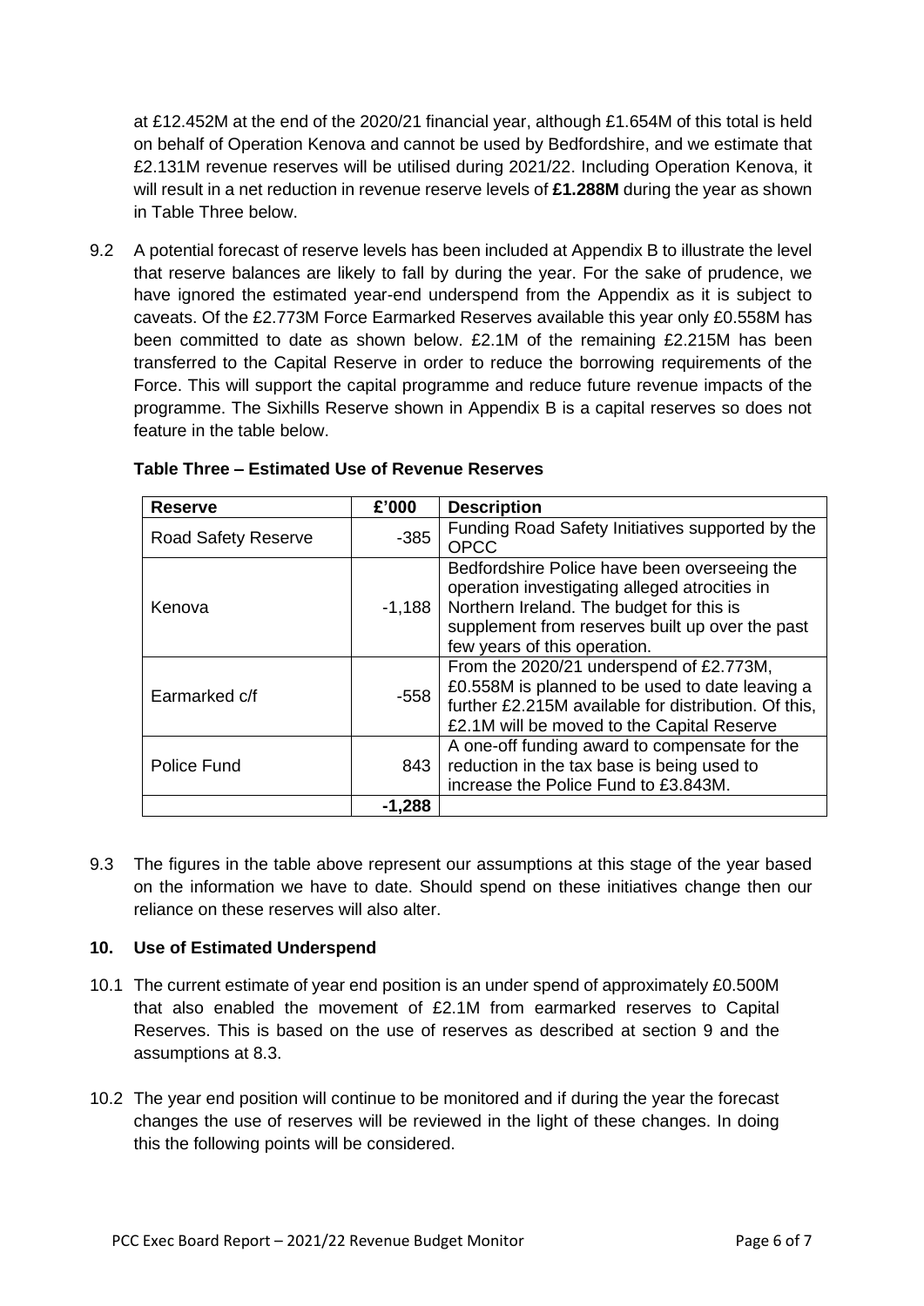at £12.452M at the end of the 2020/21 financial year, although £1.654M of this total is held on behalf of Operation Kenova and cannot be used by Bedfordshire, and we estimate that £2.131M revenue reserves will be utilised during 2021/22. Including Operation Kenova, it will result in a net reduction in revenue reserve levels of **£1.288M** during the year as shown in Table Three below.

9.2 A potential forecast of reserve levels has been included at Appendix B to illustrate the level that reserve balances are likely to fall by during the year. For the sake of prudence, we have ignored the estimated year-end underspend from the Appendix as it is subject to caveats. Of the £2.773M Force Earmarked Reserves available this year only £0.558M has been committed to date as shown below. £2.1M of the remaining £2.215M has been transferred to the Capital Reserve in order to reduce the borrowing requirements of the Force. This will support the capital programme and reduce future revenue impacts of the programme. The Sixhills Reserve shown in Appendix B is a capital reserves so does not feature in the table below.

**Table Three – Estimated Use of Revenue Reserves**

| Reserve | £'000 | Description |
|---|---|---|
| Road Safety Reserve | -385 | Funding Road Safety Initiatives supported by the OPCC |
| Kenova | -1,188 | Bedfordshire Police have been overseeing the operation investigating alleged atrocities in Northern Ireland. The budget for this is supplement from reserves built up over the past few years of this operation. |
| Earmarked c/f | -558 | From the 2020/21 underspend of £2.773M, £0.558M is planned to be used to date leaving a further £2.215M available for distribution. Of this, £2.1M will be moved to the Capital Reserve |
| Police Fund | 843 | A one-off funding award to compensate for the reduction in the tax base is being used to increase the Police Fund to £3.843M. |
| | **-1,288** | |

9.3 The figures in the table above represent our assumptions at this stage of the year based on the information we have to date. Should spend on these initiatives change then our reliance on these reserves will also alter.

## 10. Use of Estimated Underspend

10.1 The current estimate of year end position is an under spend of approximately £0.500M that also enabled the movement of £2.1M from earmarked reserves to Capital Reserves. This is based on the use of reserves as described at section 9 and the assumptions at 8.3.

10.2 The year end position will continue to be monitored and if during the year the forecast changes the use of reserves will be reviewed in the light of these changes. In doing this the following points will be considered.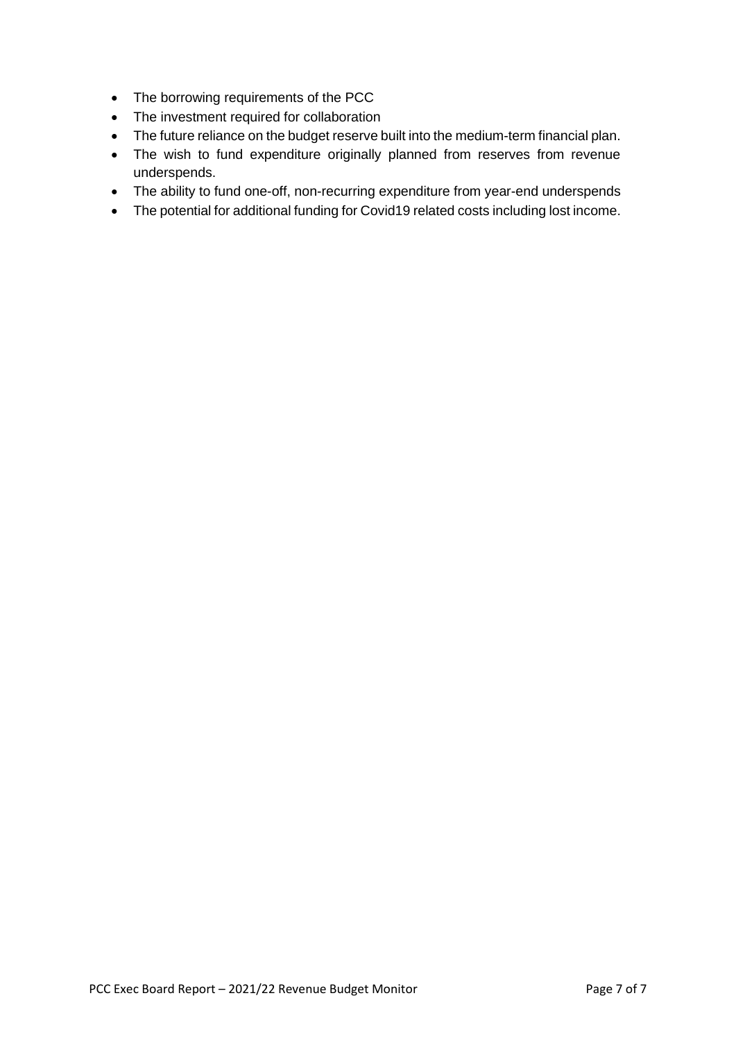- The borrowing requirements of the PCC
- The investment required for collaboration
- The future reliance on the budget reserve built into the medium-term financial plan.
- The wish to fund expenditure originally planned from reserves from revenue underspends.
- The ability to fund one-off, non-recurring expenditure from year-end underspends
- The potential for additional funding for Covid19 related costs including lost income.